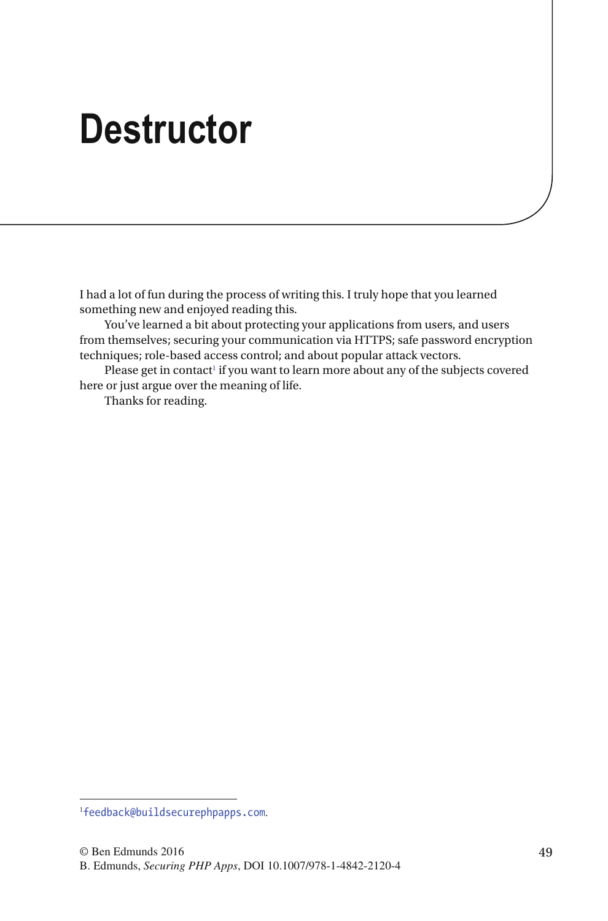# Destructor

I had a lot of fun during the process of writing this. I truly hope that you learned something new and enjoyed reading this.

You've learned a bit about protecting your applications from users, and users from themselves; securing your communication via HTTPS; safe password encryption techniques; role-based access control; and about popular attack vectors.

Please get in contact[1] if you want to learn more about any of the subjects covered here or just argue over the meaning of life.

Thanks for reading.

---

[1] feedback@buildsecurephpapps.com.

© Ben Edmunds 2016
B. Edmunds, *Securing PHP Apps*, DOI 10.1007/978-1-4842-2120-4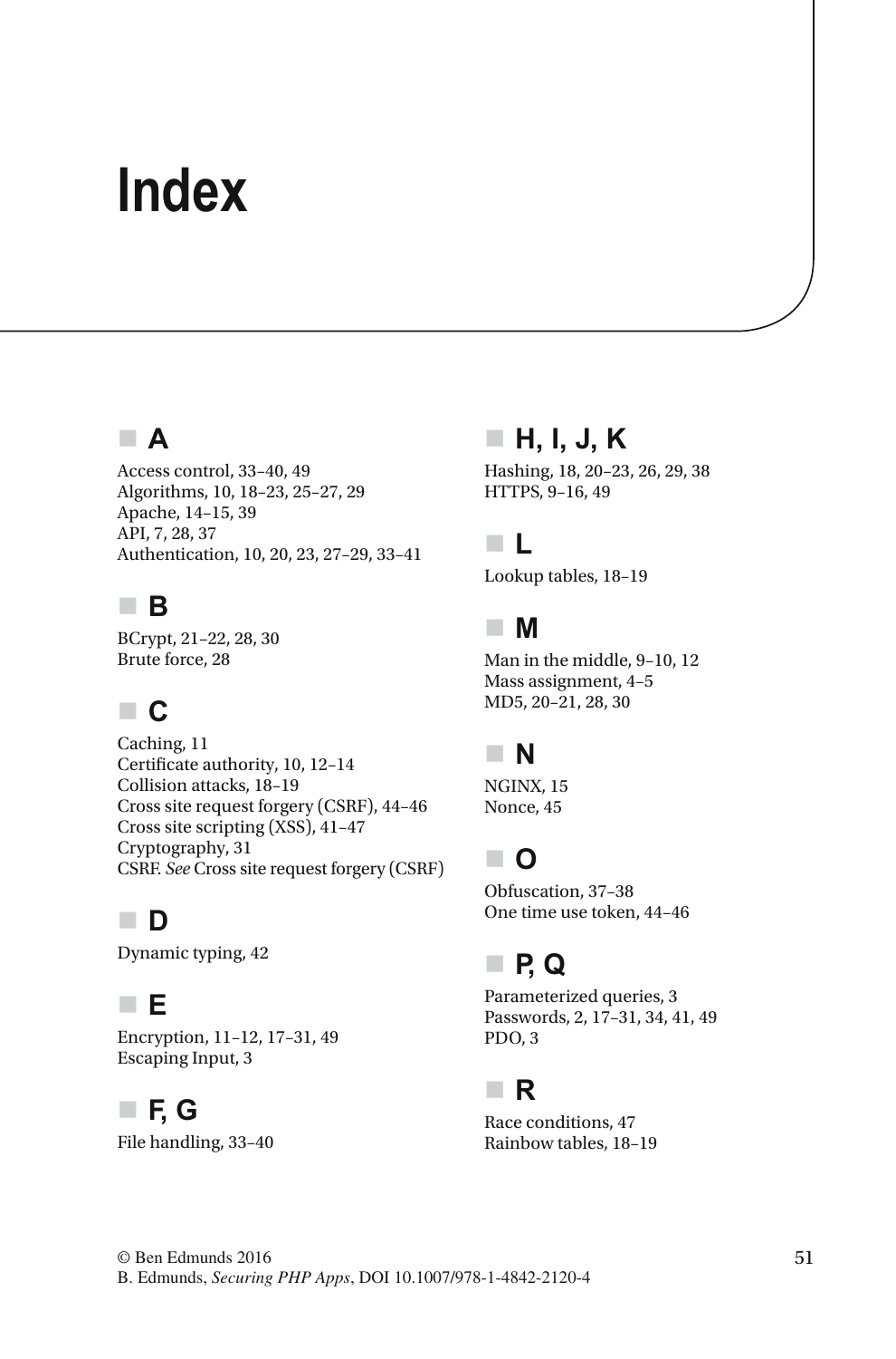# Index

## A

Access control, 33–40, 49
Algorithms, 10, 18–23, 25–27, 29
Apache, 14–15, 39
API, 7, 28, 37
Authentication, 10, 20, 23, 27–29, 33–41

## B

BCrypt, 21–22, 28, 30
Brute force, 28

## C

Caching, 11
Certificate authority, 10, 12–14
Collision attacks, 18–19
Cross site request forgery (CSRF), 44–46
Cross site scripting (XSS), 41–47
Cryptography, 31
CSRF. *See* Cross site request forgery (CSRF)

## D

Dynamic typing, 42

## E

Encryption, 11–12, 17–31, 49
Escaping Input, 3

## F, G

File handling, 33–40

## H, I, J, K

Hashing, 18, 20–23, 26, 29, 38
HTTPS, 9–16, 49

## L

Lookup tables, 18–19

## M

Man in the middle, 9–10, 12
Mass assignment, 4–5
MD5, 20–21, 28, 30

## N

NGINX, 15
Nonce, 45

## O

Obfuscation, 37–38
One time use token, 44–46

## P, Q

Parameterized queries, 3
Passwords, 2, 17–31, 34, 41, 49
PDO, 3

## R

Race conditions, 47
Rainbow tables, 18–19

© Ben Edmunds 2016
B. Edmunds, *Securing PHP Apps*, DOI 10.1007/978-1-4842-2120-4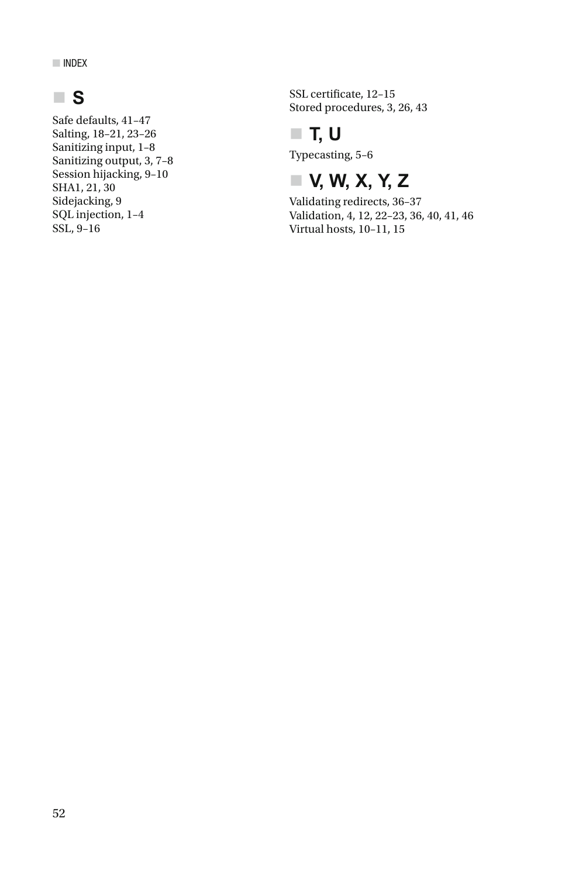## S

Safe defaults, 41–47
Salting, 18–21, 23–26
Sanitizing input, 1–8
Sanitizing output, 3, 7–8
Session hijacking, 9–10
SHA1, 21, 30
Sidejacking, 9
SQL injection, 1–4
SSL, 9–16
SSL certificate, 12–15
Stored procedures, 3, 26, 43

## T, U

Typecasting, 5–6

## V, W, X, Y, Z

Validating redirects, 36–37
Validation, 4, 12, 22–23, 36, 40, 41, 46
Virtual hosts, 10–11, 15